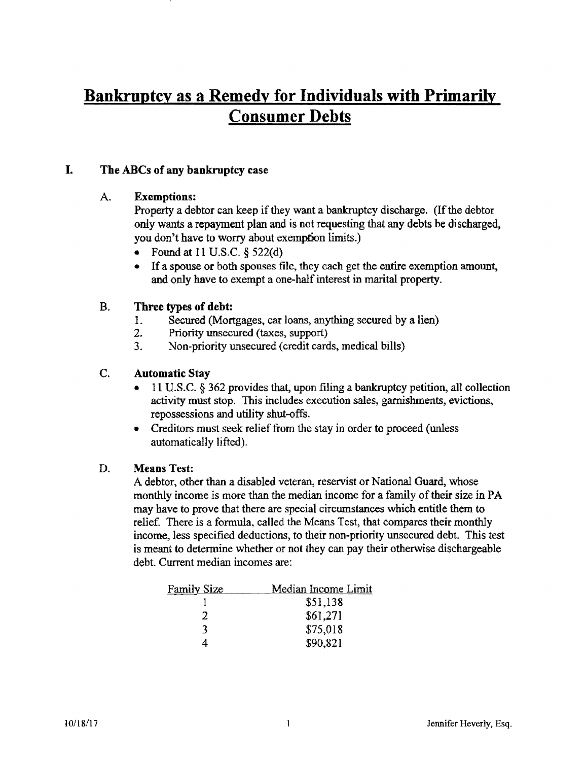# Bankruptcy as a Remedy for Individuals with Primarily Consumer Debts

## I. The ABCs of any bankruptcy case

### A. Exemptions:

Property a debtor can keep if they want a bankruptcy discharge. (If the debtor only wants a repayment plan and is not requesting that any debts be discharged, you don't have to worry about exemption limits.)

- Found at 11 U.S.C. § 522(d)
- If a spouse or both spouses file, they each get the entire exemption amount, and only have to exempt a one-half interest in marital property.

### B. Three types of debt:

1. Secured (Mortgages, car loans, anything secured by a lien)
2. Priority unsecured (taxes, support)
3. Non-priority unsecured (credit cards, medical bills)

### C. Automatic Stay

- 11 U.S.C. § 362 provides that, upon filing a bankruptcy petition, all collection activity must stop. This includes execution sales, garnishments, evictions, repossessions and utility shut-offs.
- Creditors must seek relief from the stay in order to proceed (unless automatically lifted).

### D. Means Test:

A debtor, other than a disabled veteran, reservist or National Guard, whose monthly income is more than the median income for a family of their size in PA may have to prove that there are special circumstances which entitle them to relief. There is a formula, called the Means Test, that compares their monthly income, less specified deductions, to their non-priority unsecured debt. This test is meant to determine whether or not they can pay their otherwise dischargeable debt. Current median incomes are:

| Family Size | Median Income Limit |
|---|---|
| 1 | $51,138 |
| 2 | $61,271 |
| 3 | $75,018 |
| 4 | $90,821 |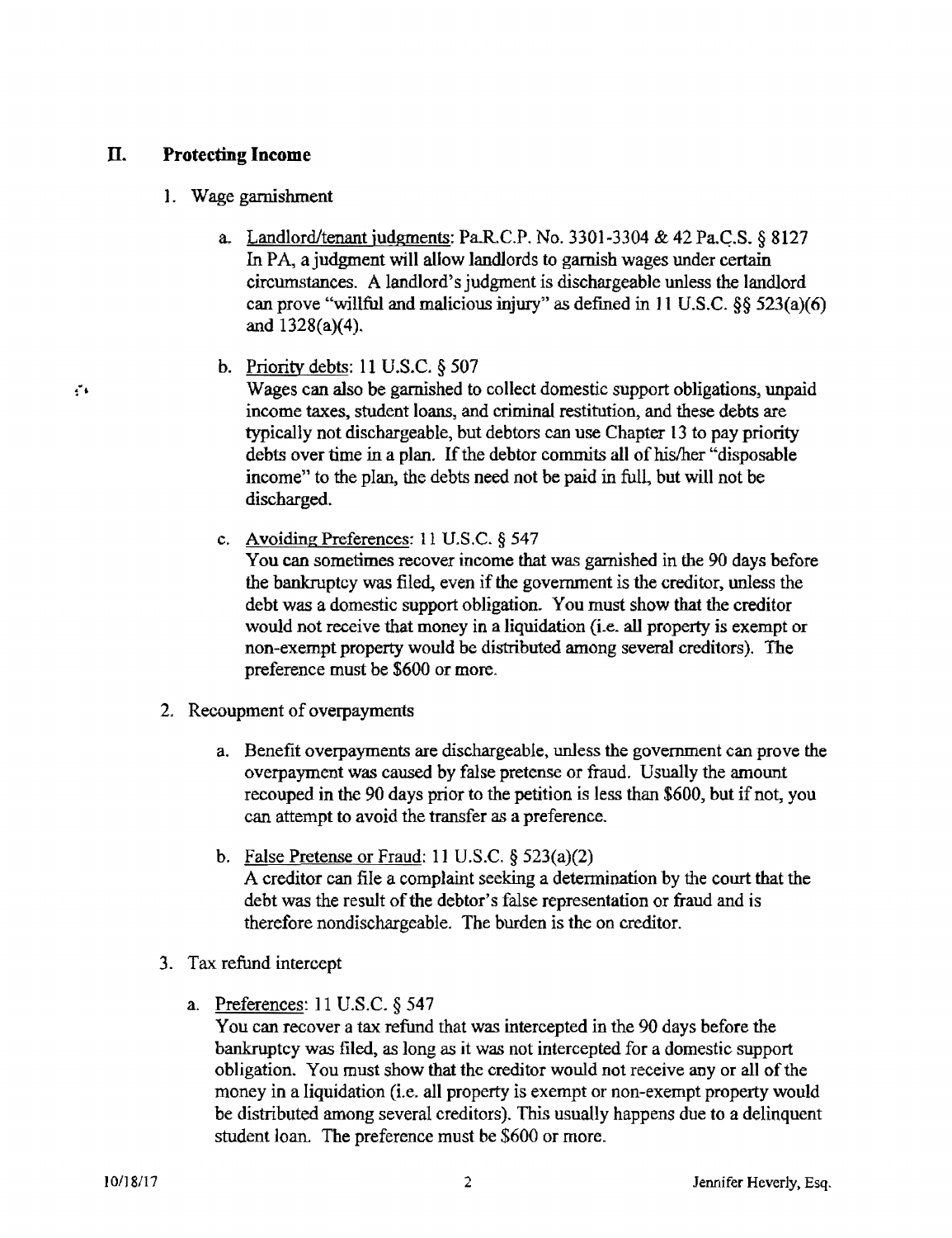## II. Protecting Income

1. Wage garnishment

   a. Landlord/tenant judgments: Pa.R.C.P. No. 3301-3304 & 42 Pa.C.S. § 8127
   In PA, a judgment will allow landlords to garnish wages under certain circumstances. A landlord's judgment is dischargeable unless the landlord can prove "willful and malicious injury" as defined in 11 U.S.C. §§ 523(a)(6) and 1328(a)(4).

   b. Priority debts: 11 U.S.C. § 507
   Wages can also be garnished to collect domestic support obligations, unpaid income taxes, student loans, and criminal restitution, and these debts are typically not dischargeable, but debtors can use Chapter 13 to pay priority debts over time in a plan. If the debtor commits all of his/her "disposable income" to the plan, the debts need not be paid in full, but will not be discharged.

   c. Avoiding Preferences: 11 U.S.C. § 547
   You can sometimes recover income that was garnished in the 90 days before the bankruptcy was filed, even if the government is the creditor, unless the debt was a domestic support obligation. You must show that the creditor would not receive that money in a liquidation (i.e. all property is exempt or non-exempt property would be distributed among several creditors). The preference must be $600 or more.

2. Recoupment of overpayments

   a. Benefit overpayments are dischargeable, unless the government can prove the overpayment was caused by false pretense or fraud. Usually the amount recouped in the 90 days prior to the petition is less than $600, but if not, you can attempt to avoid the transfer as a preference.

   b. False Pretense or Fraud: 11 U.S.C. § 523(a)(2)
   A creditor can file a complaint seeking a determination by the court that the debt was the result of the debtor's false representation or fraud and is therefore nondischargeable. The burden is the on creditor.

3. Tax refund intercept

   a. Preferences: 11 U.S.C. § 547
   You can recover a tax refund that was intercepted in the 90 days before the bankruptcy was filed, as long as it was not intercepted for a domestic support obligation. You must show that the creditor would not receive any or all of the money in a liquidation (i.e. all property is exempt or non-exempt property would be distributed among several creditors). This usually happens due to a delinquent student loan. The preference must be $600 or more.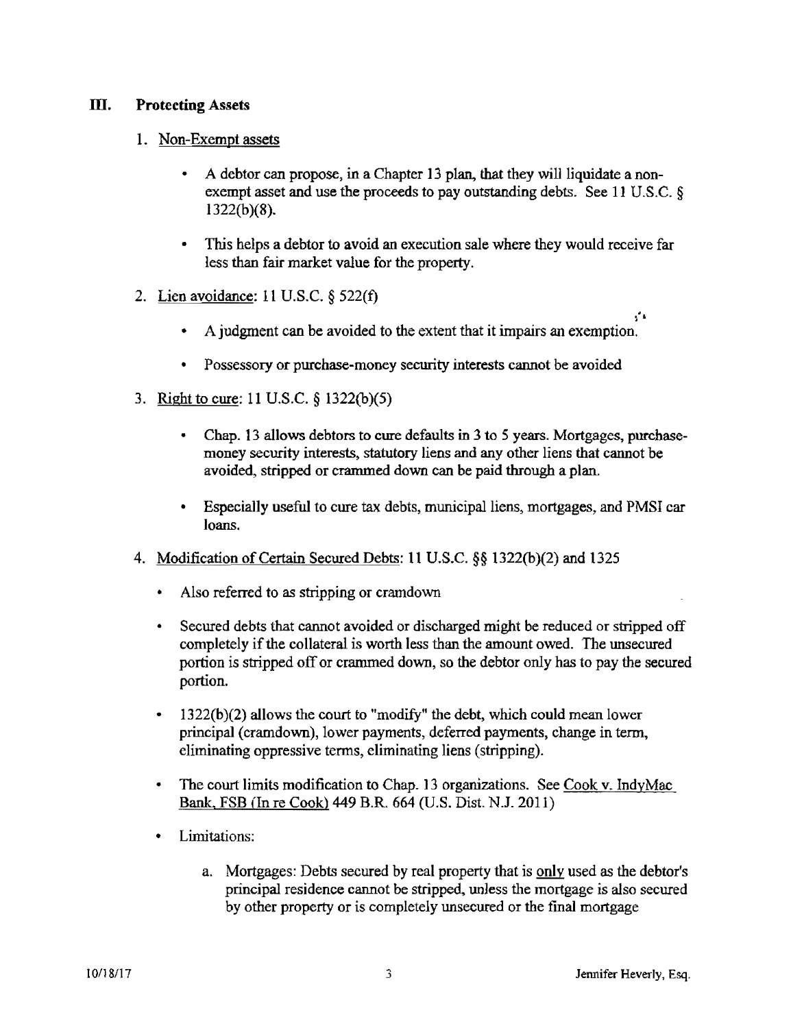## III. Protecting Assets

1. Non-Exempt assets

    - A debtor can propose, in a Chapter 13 plan, that they will liquidate a non-exempt asset and use the proceeds to pay outstanding debts. See 11 U.S.C. § 1322(b)(8).

    - This helps a debtor to avoid an execution sale where they would receive far less than fair market value for the property.

2. Lien avoidance: 11 U.S.C. § 522(f)

    - A judgment can be avoided to the extent that it impairs an exemption.

    - Possessory or purchase-money security interests cannot be avoided

3. Right to cure: 11 U.S.C. § 1322(b)(5)

    - Chap. 13 allows debtors to cure defaults in 3 to 5 years. Mortgages, purchase-money security interests, statutory liens and any other liens that cannot be avoided, stripped or crammed down can be paid through a plan.

    - Especially useful to cure tax debts, municipal liens, mortgages, and PMSI car loans.

4. Modification of Certain Secured Debts: 11 U.S.C. §§ 1322(b)(2) and 1325

    - Also referred to as stripping or cramdown

    - Secured debts that cannot avoided or discharged might be reduced or stripped off completely if the collateral is worth less than the amount owed. The unsecured portion is stripped off or crammed down, so the debtor only has to pay the secured portion.

    - 1322(b)(2) allows the court to "modify" the debt, which could mean lower principal (cramdown), lower payments, deferred payments, change in term, eliminating oppressive terms, eliminating liens (stripping).

    - The court limits modification to Chap. 13 organizations. See Cook v. IndyMac Bank, FSB (In re Cook) 449 B.R. 664 (U.S. Dist. N.J. 2011)

    - Limitations:

        a. Mortgages: Debts secured by real property that is only used as the debtor's principal residence cannot be stripped, unless the mortgage is also secured by other property or is completely unsecured or the final mortgage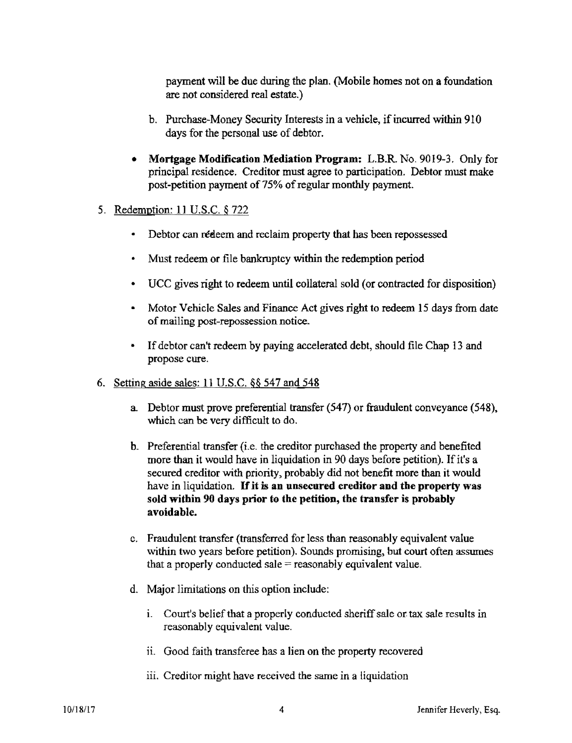payment will be due during the plan. (Mobile homes not on a foundation are not considered real estate.)

b. Purchase-Money Security Interests in a vehicle, if incurred within 910 days for the personal use of debtor.

- **Mortgage Modification Mediation Program:** L.B.R. No. 9019-3. Only for principal residence. Creditor must agree to participation. Debtor must make post-petition payment of 75% of regular monthly payment.

5. Redemption: 11 U.S.C. § 722

   - Debtor can redeem and reclaim property that has been repossessed
   - Must redeem or file bankruptcy within the redemption period
   - UCC gives right to redeem until collateral sold (or contracted for disposition)
   - Motor Vehicle Sales and Finance Act gives right to redeem 15 days from date of mailing post-repossession notice.
   - If debtor can't redeem by paying accelerated debt, should file Chap 13 and propose cure.

6. Setting aside sales: 11 U.S.C. §§ 547 and 548

   a. Debtor must prove preferential transfer (547) or fraudulent conveyance (548), which can be very difficult to do.

   b. Preferential transfer (i.e. the creditor purchased the property and benefited more than it would have in liquidation in 90 days before petition). If it's a secured creditor with priority, probably did not benefit more than it would have in liquidation. **If it is an unsecured creditor and the property was sold within 90 days prior to the petition, the transfer is probably avoidable.**

   c. Fraudulent transfer (transferred for less than reasonably equivalent value within two years before petition). Sounds promising, but court often assumes that a properly conducted sale = reasonably equivalent value.

   d. Major limitations on this option include:

      i. Court's belief that a properly conducted sheriff sale or tax sale results in reasonably equivalent value.

      ii. Good faith transferee has a lien on the property recovered

      iii. Creditor might have received the same in a liquidation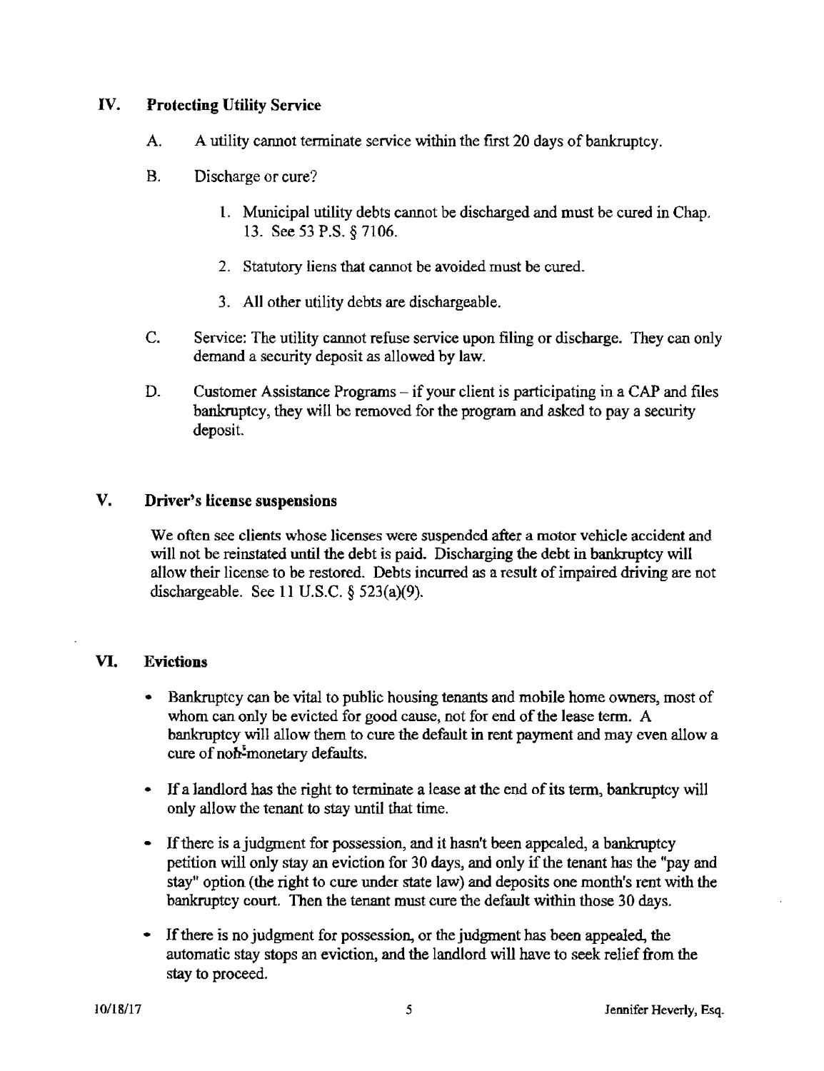## IV. Protecting Utility Service

A. A utility cannot terminate service within the first 20 days of bankruptcy.

B. Discharge or cure?

1. Municipal utility debts cannot be discharged and must be cured in Chap. 13. See 53 P.S. § 7106.
2. Statutory liens that cannot be avoided must be cured.
3. All other utility debts are dischargeable.

C. Service: The utility cannot refuse service upon filing or discharge. They can only demand a security deposit as allowed by law.

D. Customer Assistance Programs – if your client is participating in a CAP and files bankruptcy, they will be removed for the program and asked to pay a security deposit.

## V. Driver's license suspensions

We often see clients whose licenses were suspended after a motor vehicle accident and will not be reinstated until the debt is paid. Discharging the debt in bankruptcy will allow their license to be restored. Debts incurred as a result of impaired driving are not dischargeable. See 11 U.S.C. § 523(a)(9).

## VI. Evictions

- Bankruptcy can be vital to public housing tenants and mobile home owners, most of whom can only be evicted for good cause, not for end of the lease term. A bankruptcy will allow them to cure the default in rent payment and may even allow a cure of non-monetary defaults.
- If a landlord has the right to terminate a lease at the end of its term, bankruptcy will only allow the tenant to stay until that time.
- If there is a judgment for possession, and it hasn't been appealed, a bankruptcy petition will only stay an eviction for 30 days, and only if the tenant has the "pay and stay" option (the right to cure under state law) and deposits one month's rent with the bankruptcy court. Then the tenant must cure the default within those 30 days.
- If there is no judgment for possession, or the judgment has been appealed, the automatic stay stops an eviction, and the landlord will have to seek relief from the stay to proceed.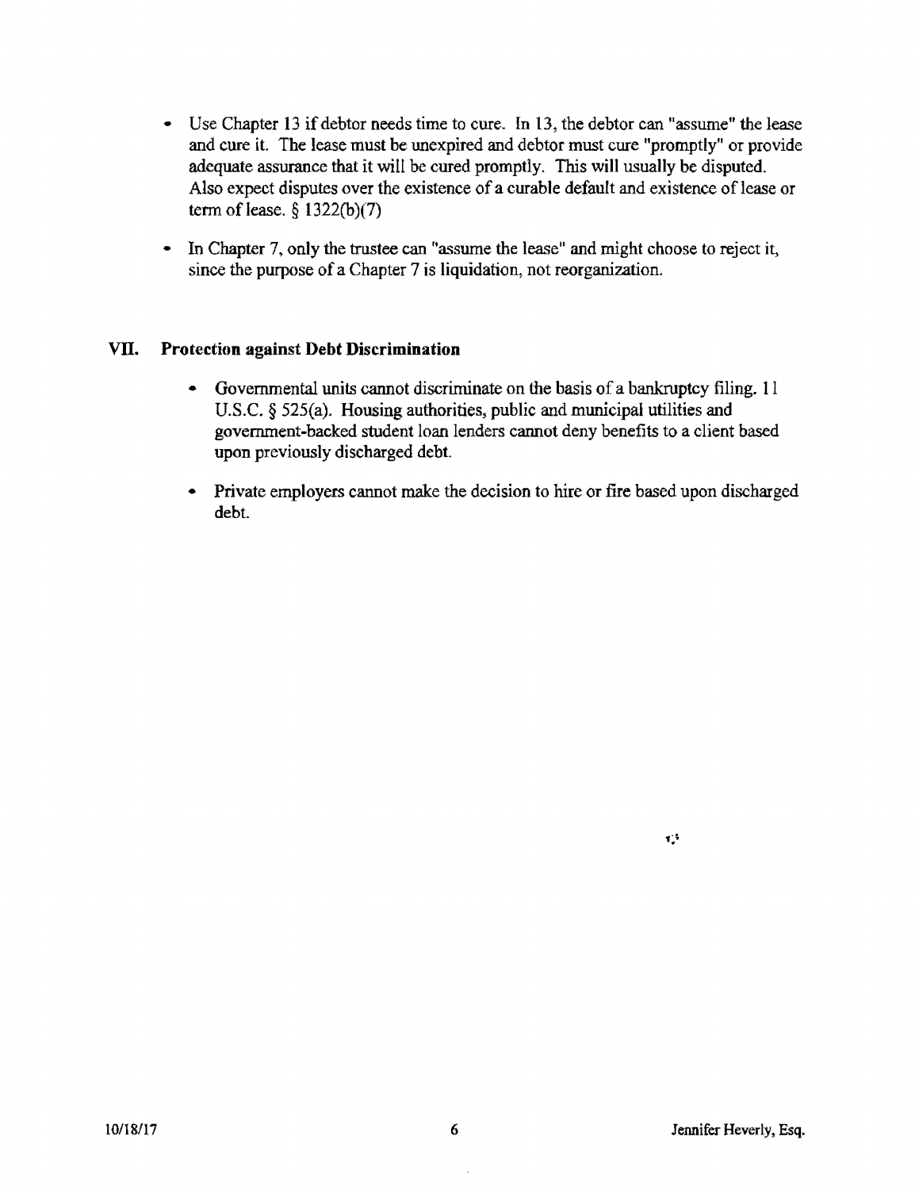- Use Chapter 13 if debtor needs time to cure. In 13, the debtor can "assume" the lease and cure it. The lease must be unexpired and debtor must cure "promptly" or provide adequate assurance that it will be cured promptly. This will usually be disputed. Also expect disputes over the existence of a curable default and existence of lease or term of lease. § 1322(b)(7)

- In Chapter 7, only the trustee can "assume the lease" and might choose to reject it, since the purpose of a Chapter 7 is liquidation, not reorganization.

## VII. Protection against Debt Discrimination

- Governmental units cannot discriminate on the basis of a bankruptcy filing. 11 U.S.C. § 525(a). Housing authorities, public and municipal utilities and government-backed student loan lenders cannot deny benefits to a client based upon previously discharged debt.

- Private employers cannot make the decision to hire or fire based upon discharged debt.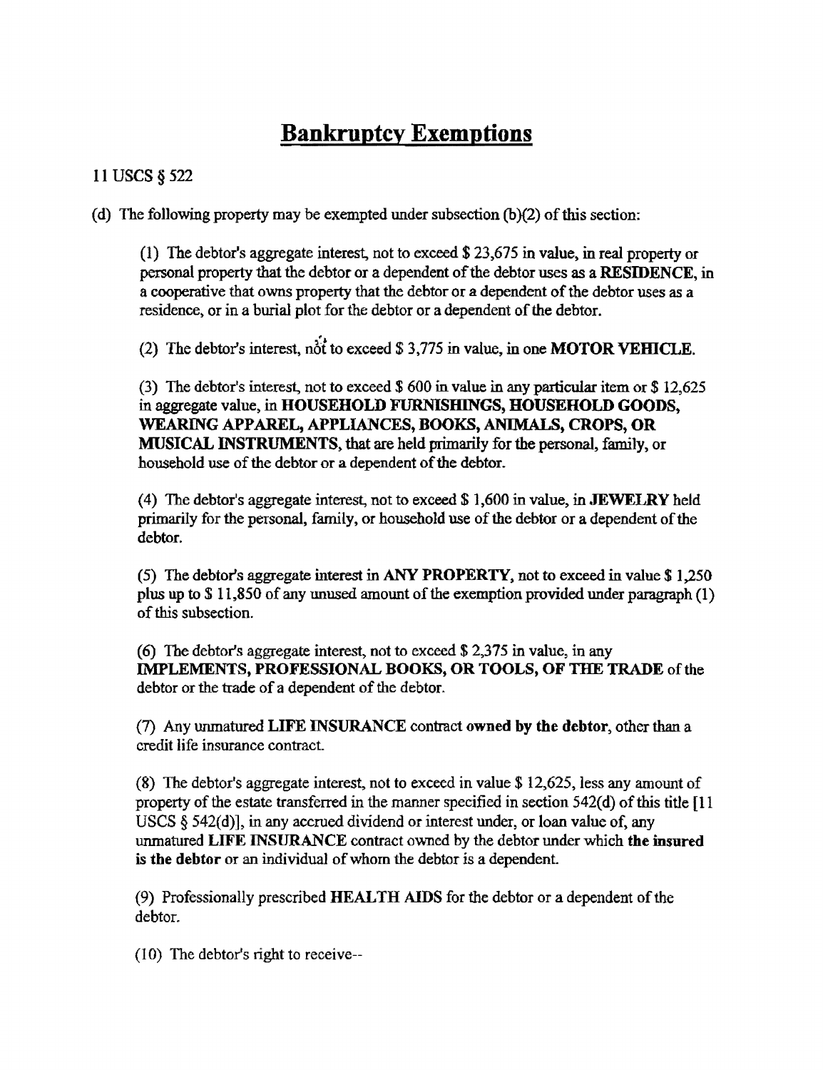# Bankruptcy Exemptions

11 USCS § 522

(d) The following property may be exempted under subsection (b)(2) of this section:

> (1) The debtor's aggregate interest, not to exceed $ 23,675 in value, in real property or personal property that the debtor or a dependent of the debtor uses as a **RESIDENCE**, in a cooperative that owns property that the debtor or a dependent of the debtor uses as a residence, or in a burial plot for the debtor or a dependent of the debtor.
>
> (2) The debtor's interest, not to exceed $ 3,775 in value, in one **MOTOR VEHICLE**.
>
> (3) The debtor's interest, not to exceed $ 600 in value in any particular item or $ 12,625 in aggregate value, in **HOUSEHOLD FURNISHINGS, HOUSEHOLD GOODS, WEARING APPAREL, APPLIANCES, BOOKS, ANIMALS, CROPS, OR MUSICAL INSTRUMENTS**, that are held primarily for the personal, family, or household use of the debtor or a dependent of the debtor.
>
> (4) The debtor's aggregate interest, not to exceed $ 1,600 in value, in **JEWELRY** held primarily for the personal, family, or household use of the debtor or a dependent of the debtor.
>
> (5) The debtor's aggregate interest in **ANY PROPERTY**, not to exceed in value $ 1,250 plus up to $ 11,850 of any unused amount of the exemption provided under paragraph (1) of this subsection.
>
> (6) The debtor's aggregate interest, not to exceed $ 2,375 in value, in any **IMPLEMENTS, PROFESSIONAL BOOKS, OR TOOLS, OF THE TRADE** of the debtor or the trade of a dependent of the debtor.
>
> (7) Any unmatured **LIFE INSURANCE** contract **owned by the debtor**, other than a credit life insurance contract.
>
> (8) The debtor's aggregate interest, not to exceed in value $ 12,625, less any amount of property of the estate transferred in the manner specified in section 542(d) of this title [11 USCS § 542(d)], in any accrued dividend or interest under, or loan value of, any unmatured **LIFE INSURANCE** contract owned by the debtor under which **the insured is the debtor** or an individual of whom the debtor is a dependent.
>
> (9) Professionally prescribed **HEALTH AIDS** for the debtor or a dependent of the debtor.
>
> (10) The debtor's right to receive--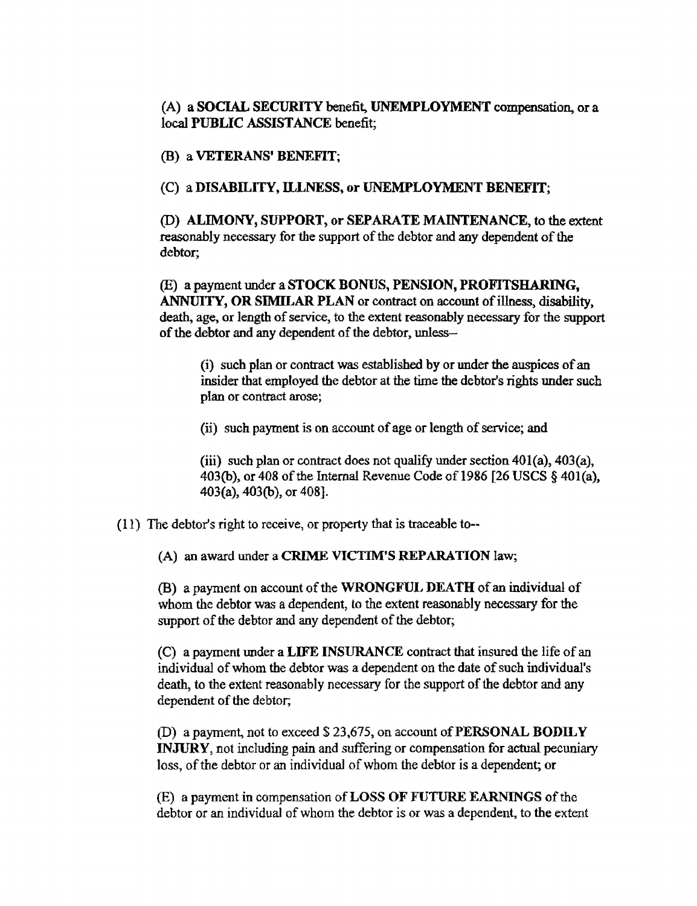(A) a **SOCIAL SECURITY** benefit, **UNEMPLOYMENT** compensation, or a local **PUBLIC ASSISTANCE** benefit;

(B) a **VETERANS' BENEFIT**;

(C) a **DISABILITY, ILLNESS, or UNEMPLOYMENT BENEFIT**;

(D) **ALIMONY, SUPPORT, or SEPARATE MAINTENANCE**, to the extent reasonably necessary for the support of the debtor and any dependent of the debtor;

(E) a payment under a **STOCK BONUS, PENSION, PROFITSHARING, ANNUITY, OR SIMILAR PLAN** or contract on account of illness, disability, death, age, or length of service, to the extent reasonably necessary for the support of the debtor and any dependent of the debtor, unless--

> (i) such plan or contract was established by or under the auspices of an insider that employed the debtor at the time the debtor's rights under such plan or contract arose;
>
> (ii) such payment is on account of age or length of service; and
>
> (iii) such plan or contract does not qualify under section 401(a), 403(a), 403(b), or 408 of the Internal Revenue Code of 1986 [26 USCS § 401(a), 403(a), 403(b), or 408].

(11) The debtor's right to receive, or property that is traceable to--

(A) an award under a **CRIME VICTIM'S REPARATION** law;

(B) a payment on account of the **WRONGFUL DEATH** of an individual of whom the debtor was a dependent, to the extent reasonably necessary for the support of the debtor and any dependent of the debtor;

(C) a payment under a **LIFE INSURANCE** contract that insured the life of an individual of whom the debtor was a dependent on the date of such individual's death, to the extent reasonably necessary for the support of the debtor and any dependent of the debtor;

(D) a payment, not to exceed $ 23,675, on account of **PERSONAL BODILY INJURY**, not including pain and suffering or compensation for actual pecuniary loss, of the debtor or an individual of whom the debtor is a dependent; or

(E) a payment in compensation of **LOSS OF FUTURE EARNINGS** of the debtor or an individual of whom the debtor is or was a dependent, to the extent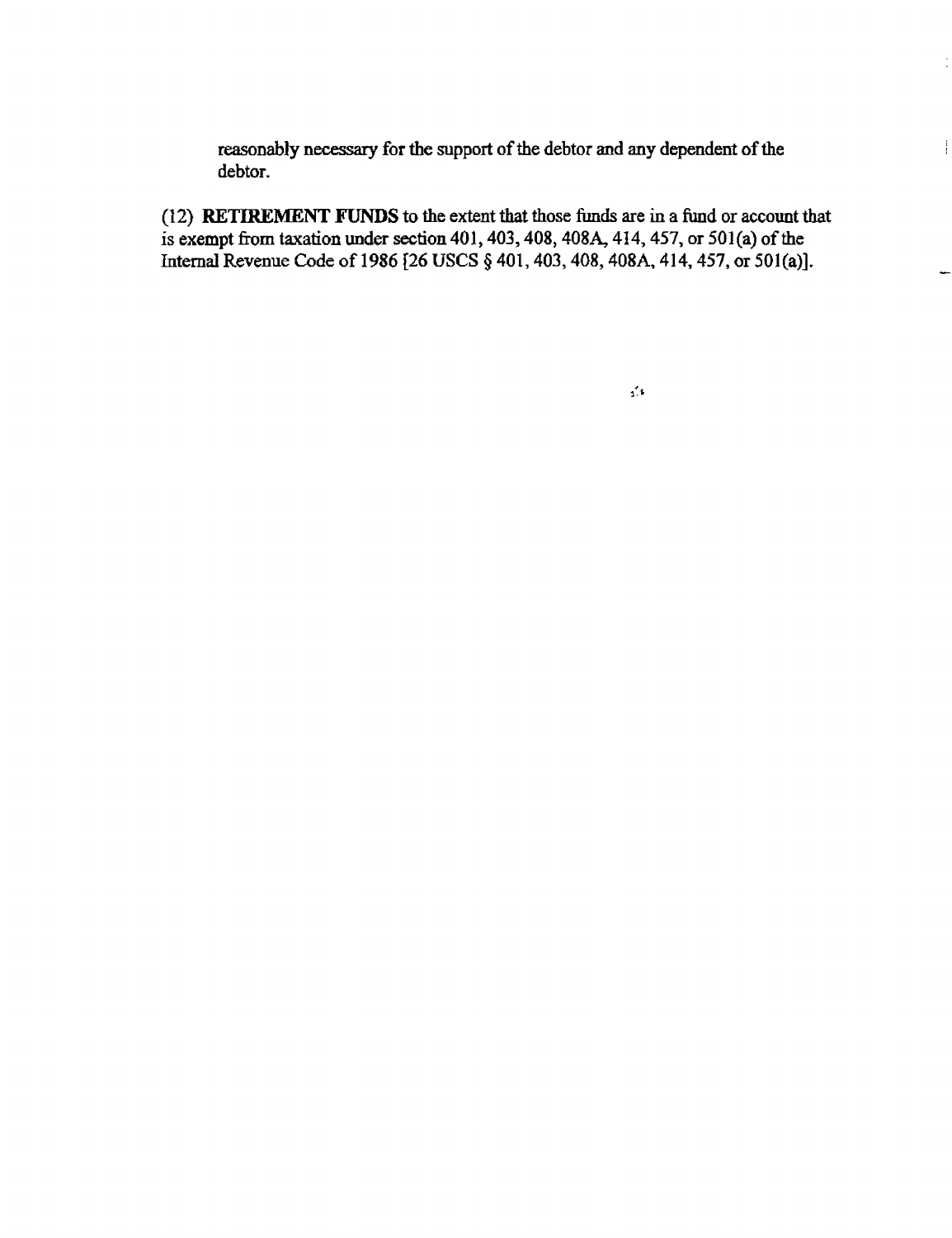reasonably necessary for the support of the debtor and any dependent of the debtor.

(12) **RETIREMENT FUNDS** to the extent that those funds are in a fund or account that is exempt from taxation under section 401, 403, 408, 408A, 414, 457, or 501(a) of the Internal Revenue Code of 1986 [26 USCS § 401, 403, 408, 408A, 414, 457, or 501(a)].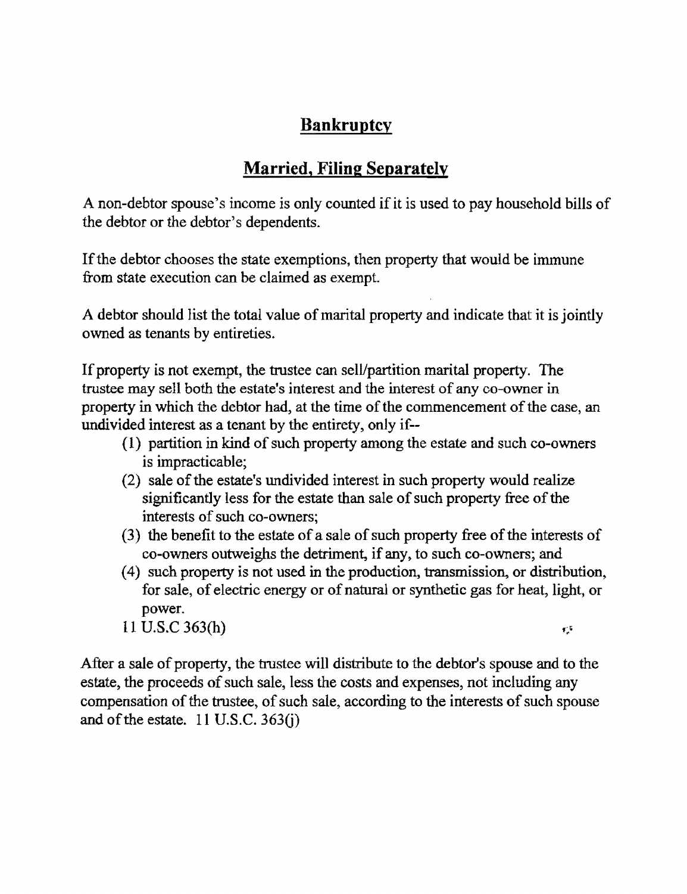# **Bankruptcy**

## **Married, Filing Separately**

A non-debtor spouse's income is only counted if it is used to pay household bills of the debtor or the debtor's dependents.

If the debtor chooses the state exemptions, then property that would be immune from state execution can be claimed as exempt.

A debtor should list the total value of marital property and indicate that it is jointly owned as tenants by entireties.

If property is not exempt, the trustee can sell/partition marital property. The trustee may sell both the estate's interest and the interest of any co-owner in property in which the debtor had, at the time of the commencement of the case, an undivided interest as a tenant by the entirety, only if--

(1) partition in kind of such property among the estate and such co-owners is impracticable;

(2) sale of the estate's undivided interest in such property would realize significantly less for the estate than sale of such property free of the interests of such co-owners;

(3) the benefit to the estate of a sale of such property free of the interests of co-owners outweighs the detriment, if any, to such co-owners; and

(4) such property is not used in the production, transmission, or distribution, for sale, of electric energy or of natural or synthetic gas for heat, light, or power.

11 U.S.C 363(h)

After a sale of property, the trustee will distribute to the debtor's spouse and to the estate, the proceeds of such sale, less the costs and expenses, not including any compensation of the trustee, of such sale, according to the interests of such spouse and of the estate. 11 U.S.C. 363(j)